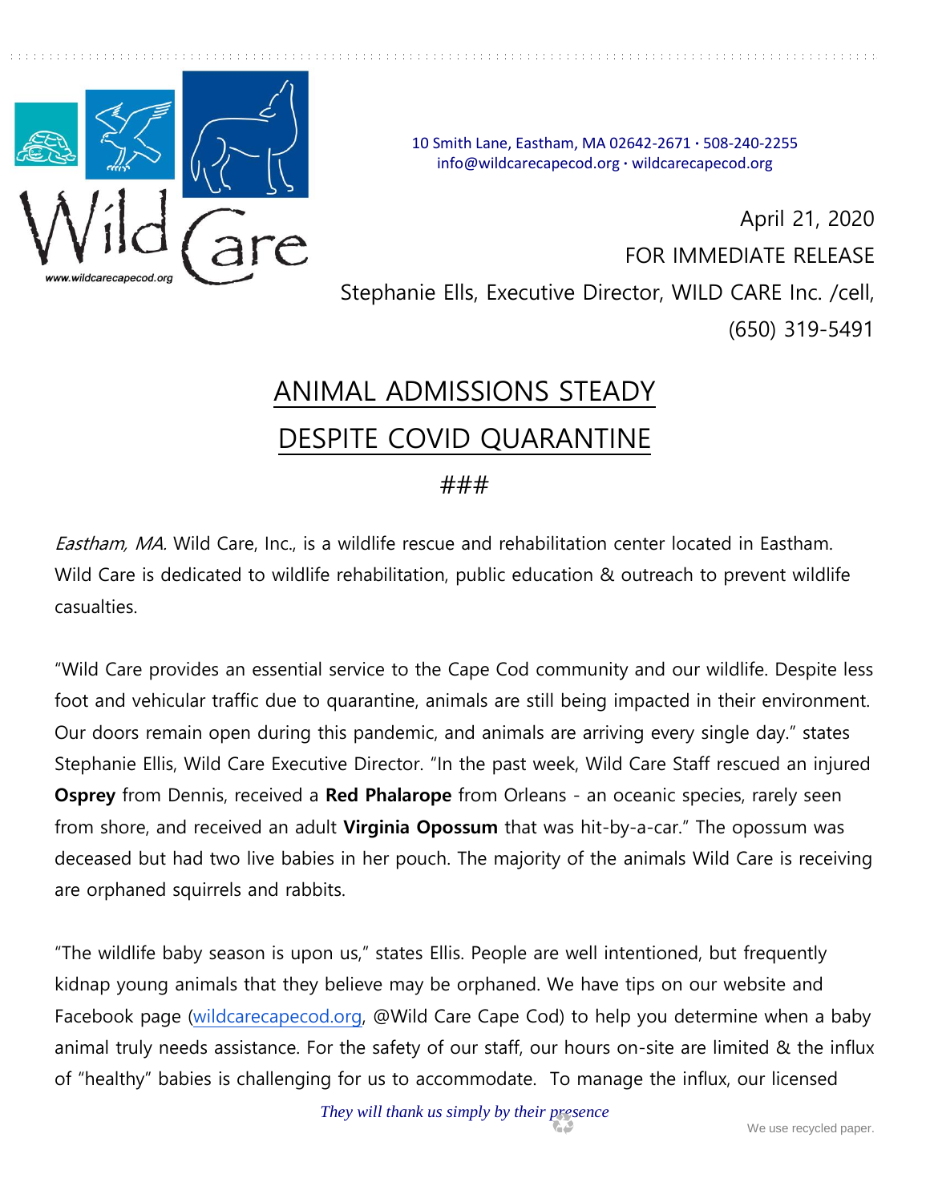10 Smith Lane, Eastham, MA 02642-2671 · 508-240-2255
info@wildcarecapecod.org · wildcarecapecod.org

April 21, 2020

FOR IMMEDIATE RELEASE

Stephanie Ells, Executive Director, WILD CARE Inc. /cell, (650) 319-5491

# ANIMAL ADMISSIONS STEADY DESPITE COVID QUARANTINE

###

*Eastham, MA.* Wild Care, Inc., is a wildlife rescue and rehabilitation center located in Eastham. Wild Care is dedicated to wildlife rehabilitation, public education & outreach to prevent wildlife casualties.

"Wild Care provides an essential service to the Cape Cod community and our wildlife. Despite less foot and vehicular traffic due to quarantine, animals are still being impacted in their environment. Our doors remain open during this pandemic, and animals are arriving every single day." states Stephanie Ellis, Wild Care Executive Director. "In the past week, Wild Care Staff rescued an injured **Osprey** from Dennis, received a **Red Phalarope** from Orleans - an oceanic species, rarely seen from shore, and received an adult **Virginia Opossum** that was hit-by-a-car." The opossum was deceased but had two live babies in her pouch. The majority of the animals Wild Care is receiving are orphaned squirrels and rabbits.

"The wildlife baby season is upon us," states Ellis. People are well intentioned, but frequently kidnap young animals that they believe may be orphaned. We have tips on our website and Facebook page (wildcarecapecod.org, @Wild Care Cape Cod) to help you determine when a baby animal truly needs assistance. For the safety of our staff, our hours on-site are limited & the influx of "healthy" babies is challenging for us to accommodate. To manage the influx, our licensed

*They will thank us simply by their presence*

We use recycled paper.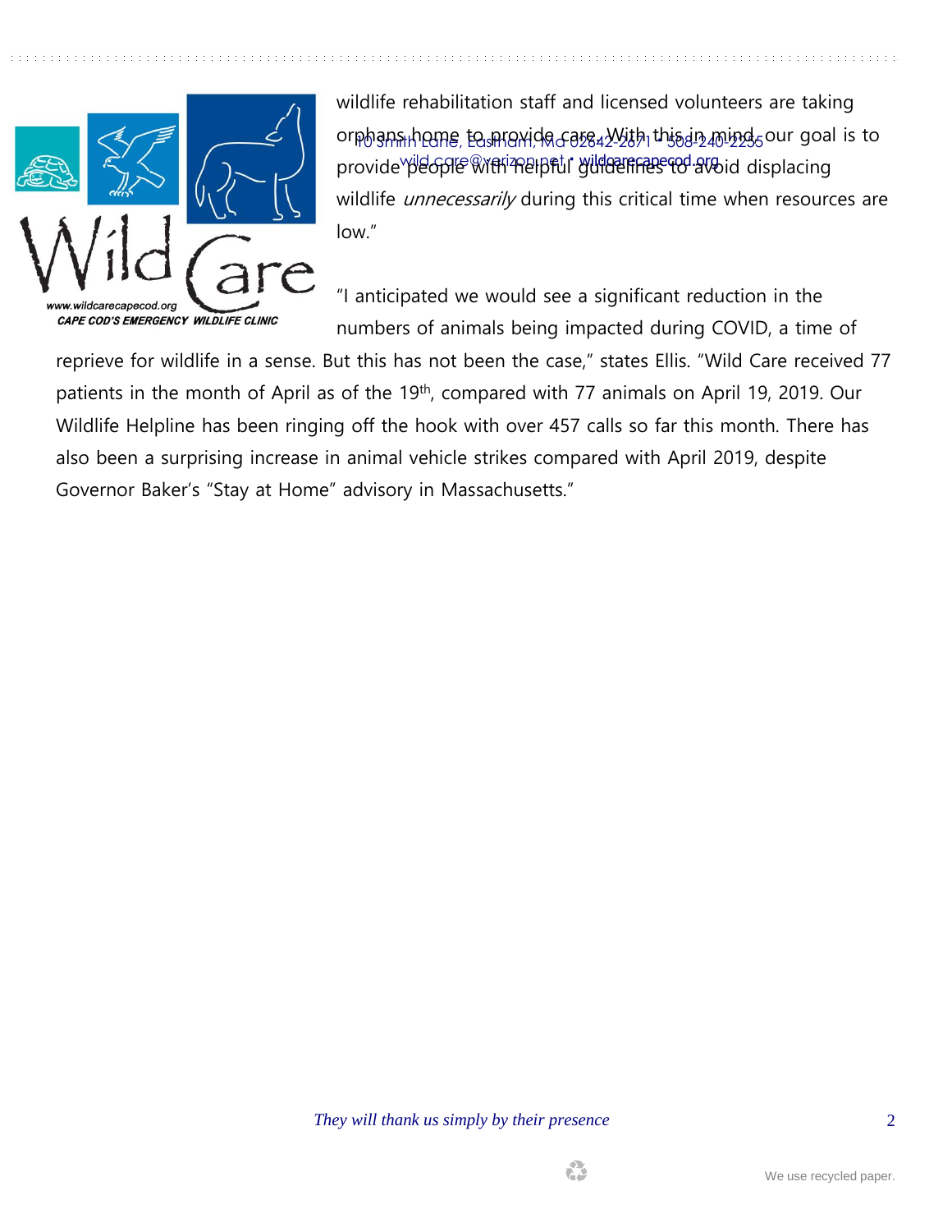wildlife rehabilitation staff and licensed volunteers are taking orphans home to provide care. With this in mind, our goal is to provide people with helpful guidelines to avoid displacing wildlife *unnecessarily* during this critical time when resources are low."

"I anticipated we would see a significant reduction in the numbers of animals being impacted during COVID, a time of reprieve for wildlife in a sense. But this has not been the case," states Ellis. "Wild Care received 77 patients in the month of April as of the 19th, compared with 77 animals on April 19, 2019. Our Wildlife Helpline has been ringing off the hook with over 457 calls so far this month. There has also been a surprising increase in animal vehicle strikes compared with April 2019, despite Governor Baker's "Stay at Home" advisory in Massachusetts."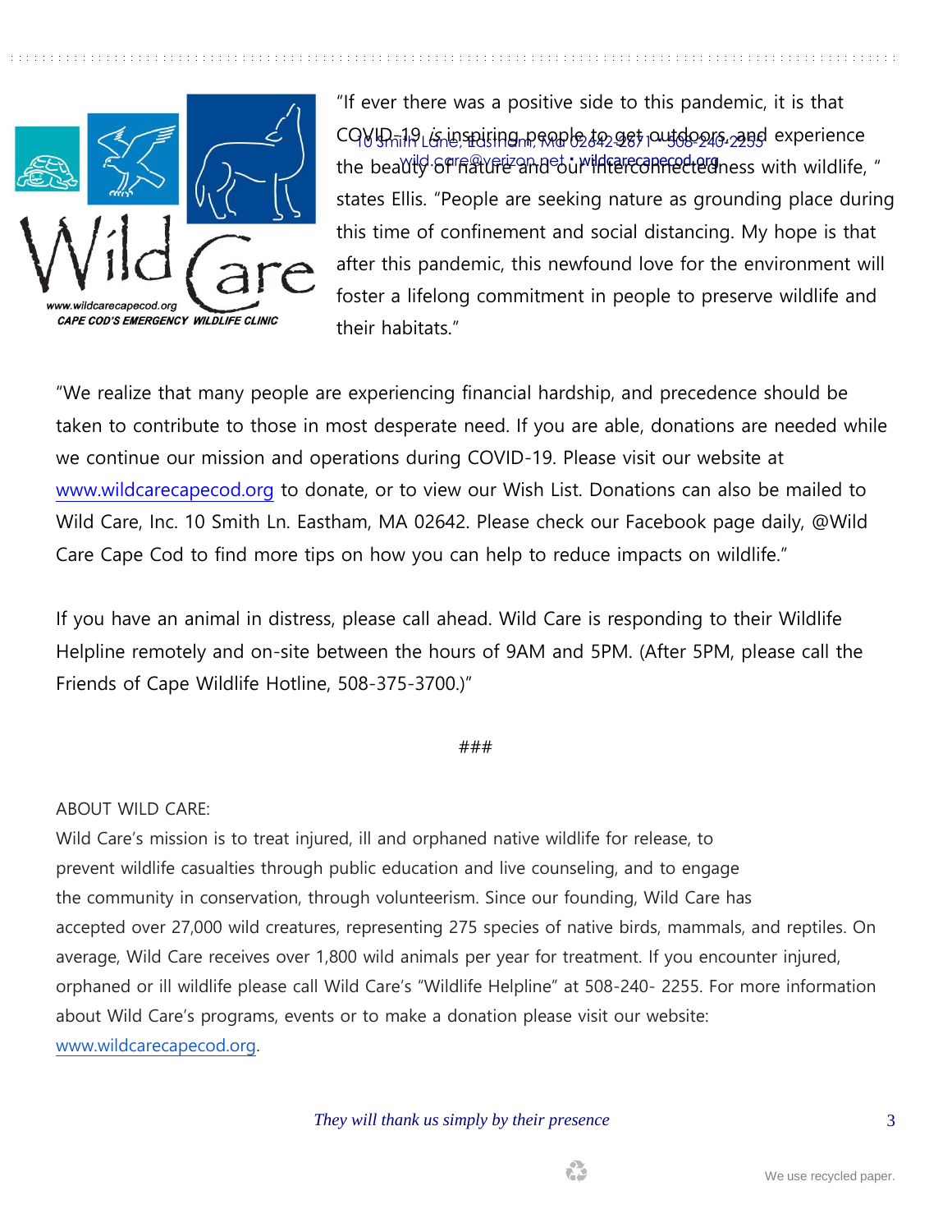"If ever there was a positive side to this pandemic, it is that COVID-19 *is* inspiring people to get outdoors and experience the beauty of nature and our interconnectedness with wildlife, " states Ellis. "People are seeking nature as grounding place during this time of confinement and social distancing. My hope is that after this pandemic, this newfound love for the environment will foster a lifelong commitment in people to preserve wildlife and their habitats."

"We realize that many people are experiencing financial hardship, and precedence should be taken to contribute to those in most desperate need. If you are able, donations are needed while we continue our mission and operations during COVID-19. Please visit our website at www.wildcarecapecod.org to donate, or to view our Wish List. Donations can also be mailed to Wild Care, Inc. 10 Smith Ln. Eastham, MA 02642. Please check our Facebook page daily, @Wild Care Cape Cod to find more tips on how you can help to reduce impacts on wildlife."

If you have an animal in distress, please call ahead. Wild Care is responding to their Wildlife Helpline remotely and on-site between the hours of 9AM and 5PM. (After 5PM, please call the Friends of Cape Wildlife Hotline, 508-375-3700.)"

###

ABOUT WILD CARE:

Wild Care's mission is to treat injured, ill and orphaned native wildlife for release, to prevent wildlife casualties through public education and live counseling, and to engage the community in conservation, through volunteerism. Since our founding, Wild Care has accepted over 27,000 wild creatures, representing 275 species of native birds, mammals, and reptiles. On average, Wild Care receives over 1,800 wild animals per year for treatment. If you encounter injured, orphaned or ill wildlife please call Wild Care's "Wildlife Helpline" at 508-240- 2255. For more information about Wild Care's programs, events or to make a donation please visit our website: www.wildcarecapecod.org.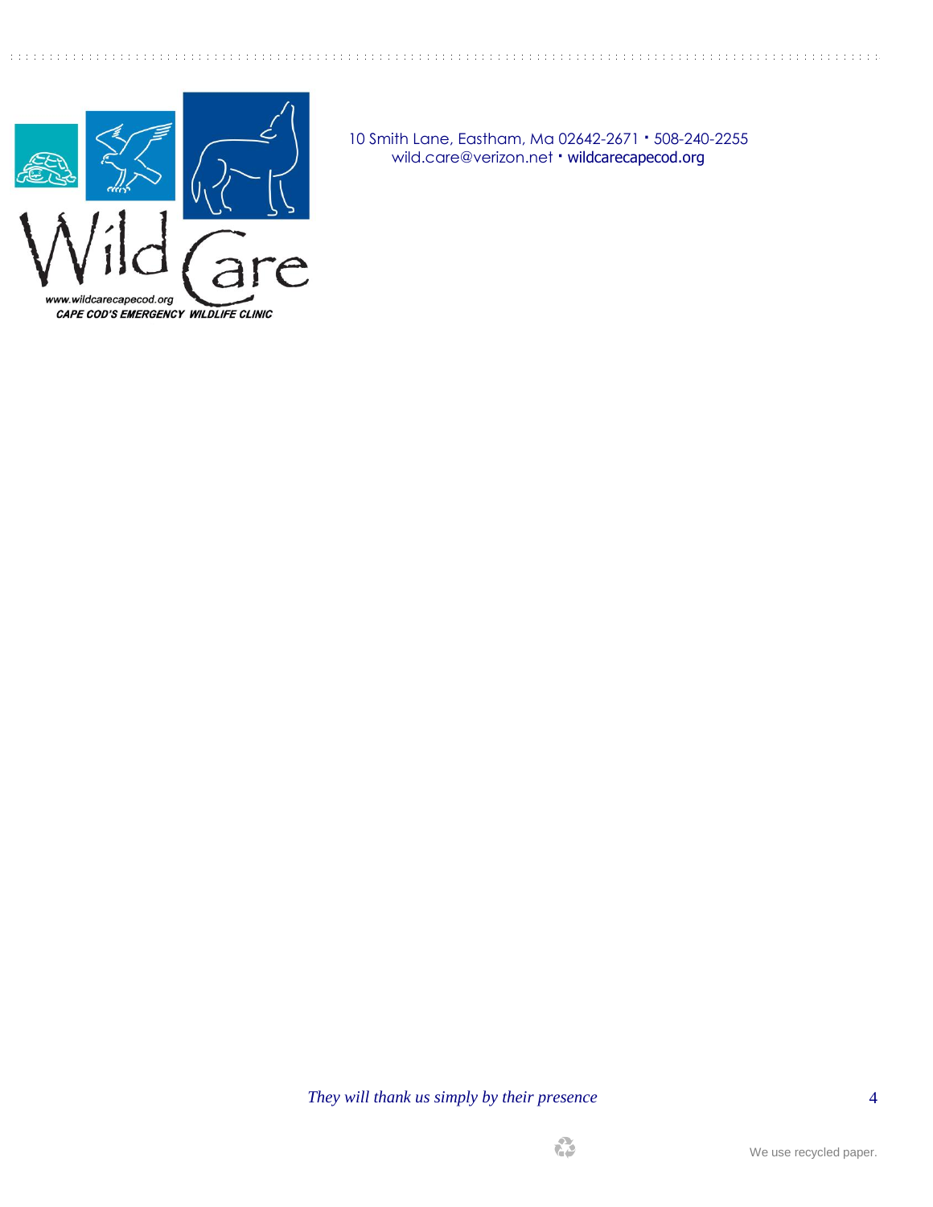www.wildcarecapecod.org
CAPE COD'S EMERGENCY WILDLIFE CLINIC

10 Smith Lane, Eastham, Ma 02642-2671 · 508-240-2255
wild.care@verizon.net · wildcarecapecod.org

*They will thank us simply by their presence*

We use recycled paper.